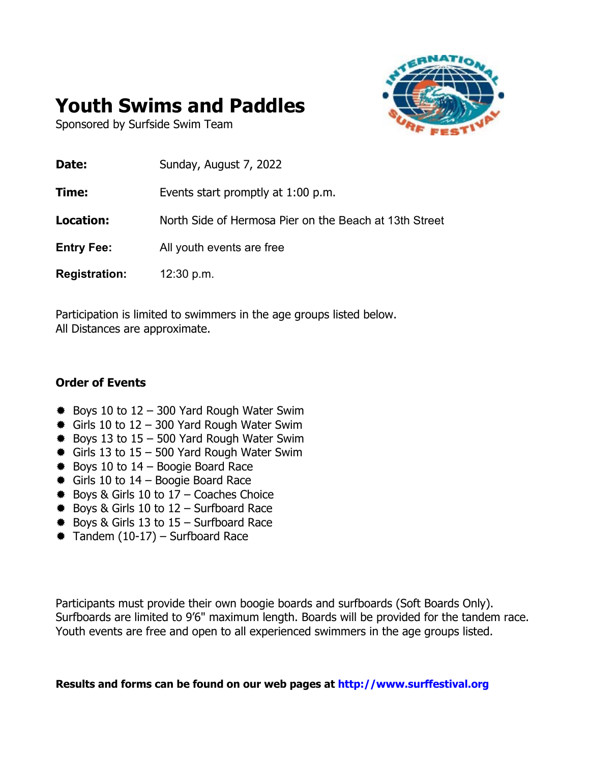# Youth Swims and Paddles

Sponsored by Surfside Swim Team

| | |
|---|---|
| **Date:** | Sunday, August 7, 2022 |
| **Time:** | Events start promptly at 1:00 p.m. |
| **Location:** | North Side of Hermosa Pier on the Beach at 13th Street |
| **Entry Fee:** | All youth events are free |
| **Registration:** | 12:30 p.m. |

Participation is limited to swimmers in the age groups listed below.
All Distances are approximate.

### Order of Events

- Boys 10 to 12 – 300 Yard Rough Water Swim
- Girls 10 to 12 – 300 Yard Rough Water Swim
- Boys 13 to 15 – 500 Yard Rough Water Swim
- Girls 13 to 15 – 500 Yard Rough Water Swim
- Boys 10 to 14 – Boogie Board Race
- Girls 10 to 14 – Boogie Board Race
- Boys & Girls 10 to 17 – Coaches Choice
- Boys & Girls 10 to 12 – Surfboard Race
- Boys & Girls 13 to 15 – Surfboard Race
- Tandem (10-17) – Surfboard Race

Participants must provide their own boogie boards and surfboards (Soft Boards Only). Surfboards are limited to 9′6" maximum length. Boards will be provided for the tandem race. Youth events are free and open to all experienced swimmers in the age groups listed.

**Results and forms can be found on our web pages at http://www.surffestival.org**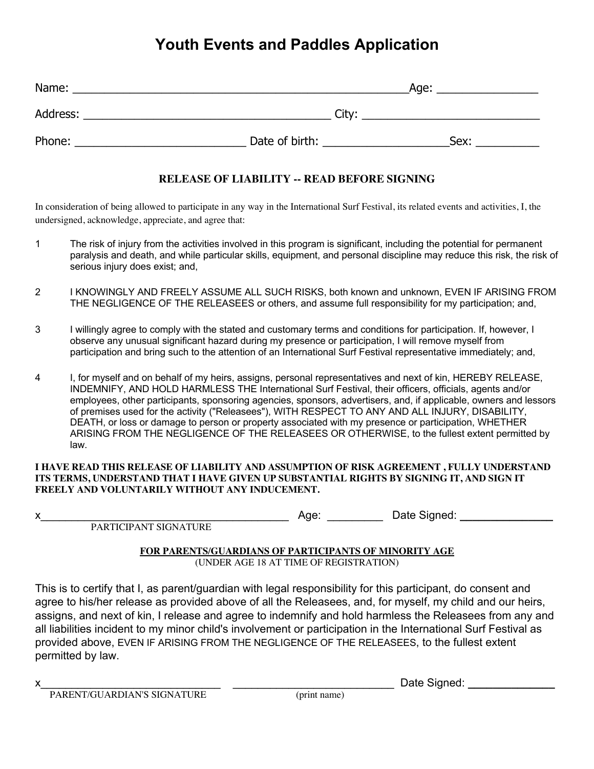# Youth Events and Paddles Application

Name: ______________________________________________________Age: _______________

Address: ________________________________________ City: _____________________________

Phone: ___________________________ Date of birth: ___________________Sex: __________

## RELEASE OF LIABILITY -- READ BEFORE SIGNING

In consideration of being allowed to participate in any way in the International Surf Festival, its related events and activities, I, the undersigned, acknowledge, appreciate, and agree that:

1. The risk of injury from the activities involved in this program is significant, including the potential for permanent paralysis and death, and while particular skills, equipment, and personal discipline may reduce this risk, the risk of serious injury does exist; and,

2. I KNOWINGLY AND FREELY ASSUME ALL SUCH RISKS, both known and unknown, EVEN IF ARISING FROM THE NEGLIGENCE OF THE RELEASEES or others, and assume full responsibility for my participation; and,

3. I willingly agree to comply with the stated and customary terms and conditions for participation. If, however, I observe any unusual significant hazard during my presence or participation, I will remove myself from participation and bring such to the attention of an International Surf Festival representative immediately; and,

4. I, for myself and on behalf of my heirs, assigns, personal representatives and next of kin, HEREBY RELEASE, INDEMNIFY, AND HOLD HARMLESS THE International Surf Festival, their officers, officials, agents and/or employees, other participants, sponsoring agencies, sponsors, advertisers, and, if applicable, owners and lessors of premises used for the activity ("Releasees"), WITH RESPECT TO ANY AND ALL INJURY, DISABILITY, DEATH, or loss or damage to person or property associated with my presence or participation, WHETHER ARISING FROM THE NEGLIGENCE OF THE RELEASEES OR OTHERWISE, to the fullest extent permitted by law.

**I HAVE READ THIS RELEASE OF LIABILITY AND ASSUMPTION OF RISK AGREEMENT , FULLY UNDERSTAND ITS TERMS, UNDERSTAND THAT I HAVE GIVEN UP SUBSTANTIAL RIGHTS BY SIGNING IT, AND SIGN IT FREELY AND VOLUNTARILY WITHOUT ANY INDUCEMENT.**

x__________________________________________ Age: _________ Date Signed: _______________

PARTICIPANT SIGNATURE

**FOR PARENTS/GUARDIANS OF PARTICIPANTS OF MINORITY AGE**

(UNDER AGE 18 AT TIME OF REGISTRATION)

This is to certify that I, as parent/guardian with legal responsibility for this participant, do consent and agree to his/her release as provided above of all the Releasees, and, for myself, my child and our heirs, assigns, and next of kin, I release and agree to indemnify and hold harmless the Releasees from any and all liabilities incident to my minor child's involvement or participation in the International Surf Festival as provided above, EVEN IF ARISING FROM THE NEGLIGENCE OF THE RELEASEES, to the fullest extent permitted by law.

x______________________________ __________________________ Date Signed: ______________

PARENT/GUARDIAN'S SIGNATURE (print name)